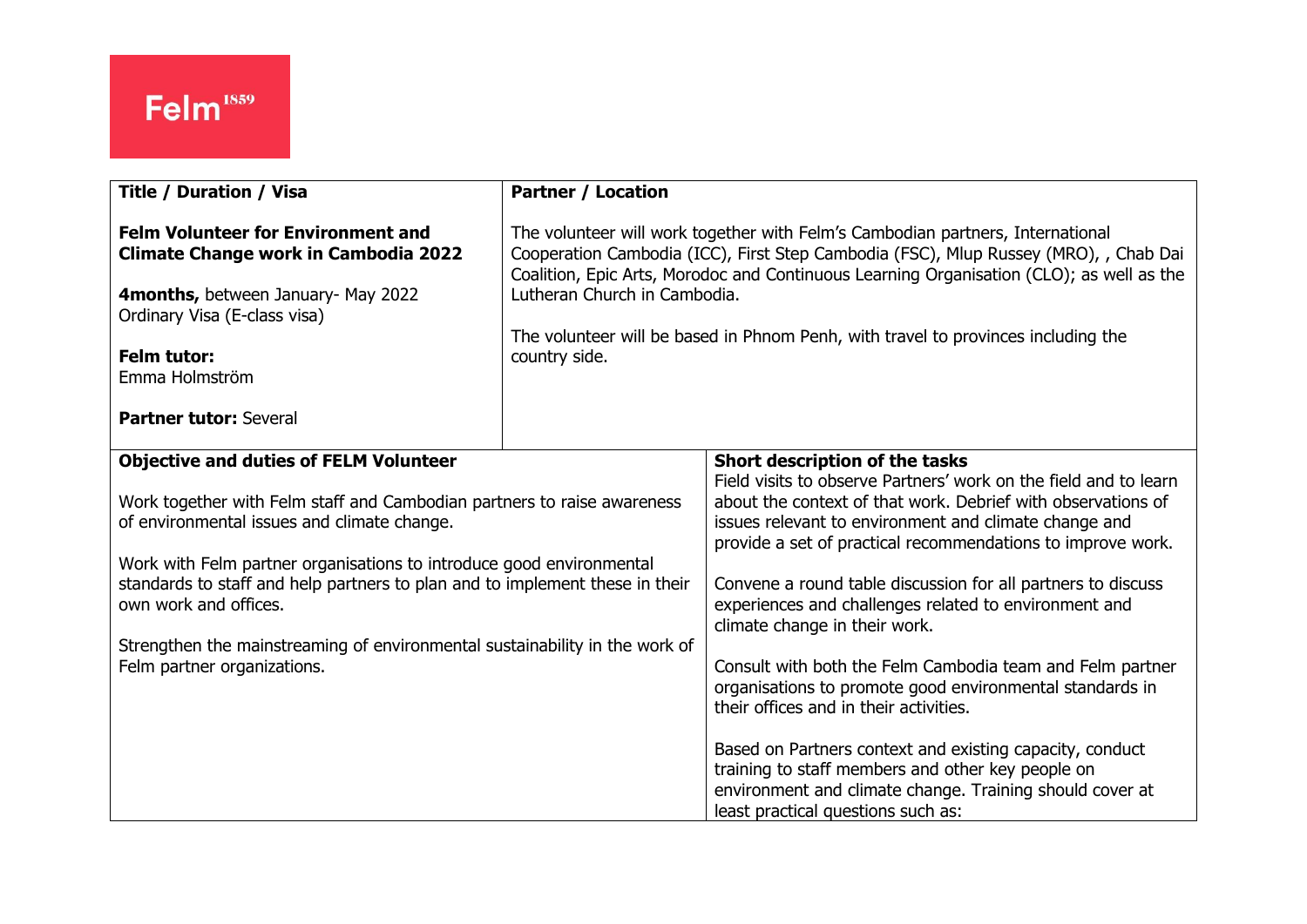Felm[1859]

| **Title / Duration / Visa** | **Partner / Location** |
|---|---|
| **Felm Volunteer for Environment and Climate Change work in Cambodia 2022**<br><br>**4months,** between January- May 2022<br>Ordinary Visa (E-class visa)<br><br>**Felm tutor:**<br>Emma Holmström<br><br>**Partner tutor:** Several | The volunteer will work together with Felm's Cambodian partners, International Cooperation Cambodia (ICC), First Step Cambodia (FSC), Mlup Russey (MRO), , Chab Dai Coalition, Epic Arts, Morodoc and Continuous Learning Organisation (CLO); as well as the Lutheran Church in Cambodia.<br><br>The volunteer will be based in Phnom Penh, with travel to provinces including the country side. |

| **Objective and duties of FELM Volunteer** | **Short description of the tasks** |
|---|---|
| Work together with Felm staff and Cambodian partners to raise awareness of environmental issues and climate change.<br><br>Work with Felm partner organisations to introduce good environmental standards to staff and help partners to plan and to implement these in their own work and offices.<br><br>Strengthen the mainstreaming of environmental sustainability in the work of Felm partner organizations. | Field visits to observe Partners' work on the field and to learn about the context of that work. Debrief with observations of issues relevant to environment and climate change and provide a set of practical recommendations to improve work.<br><br>Convene a round table discussion for all partners to discuss experiences and challenges related to environment and climate change in their work.<br><br>Consult with both the Felm Cambodia team and Felm partner organisations to promote good environmental standards in their offices and in their activities.<br><br>Based on Partners context and existing capacity, conduct training to staff members and other key people on environment and climate change. Training should cover at least practical questions such as: |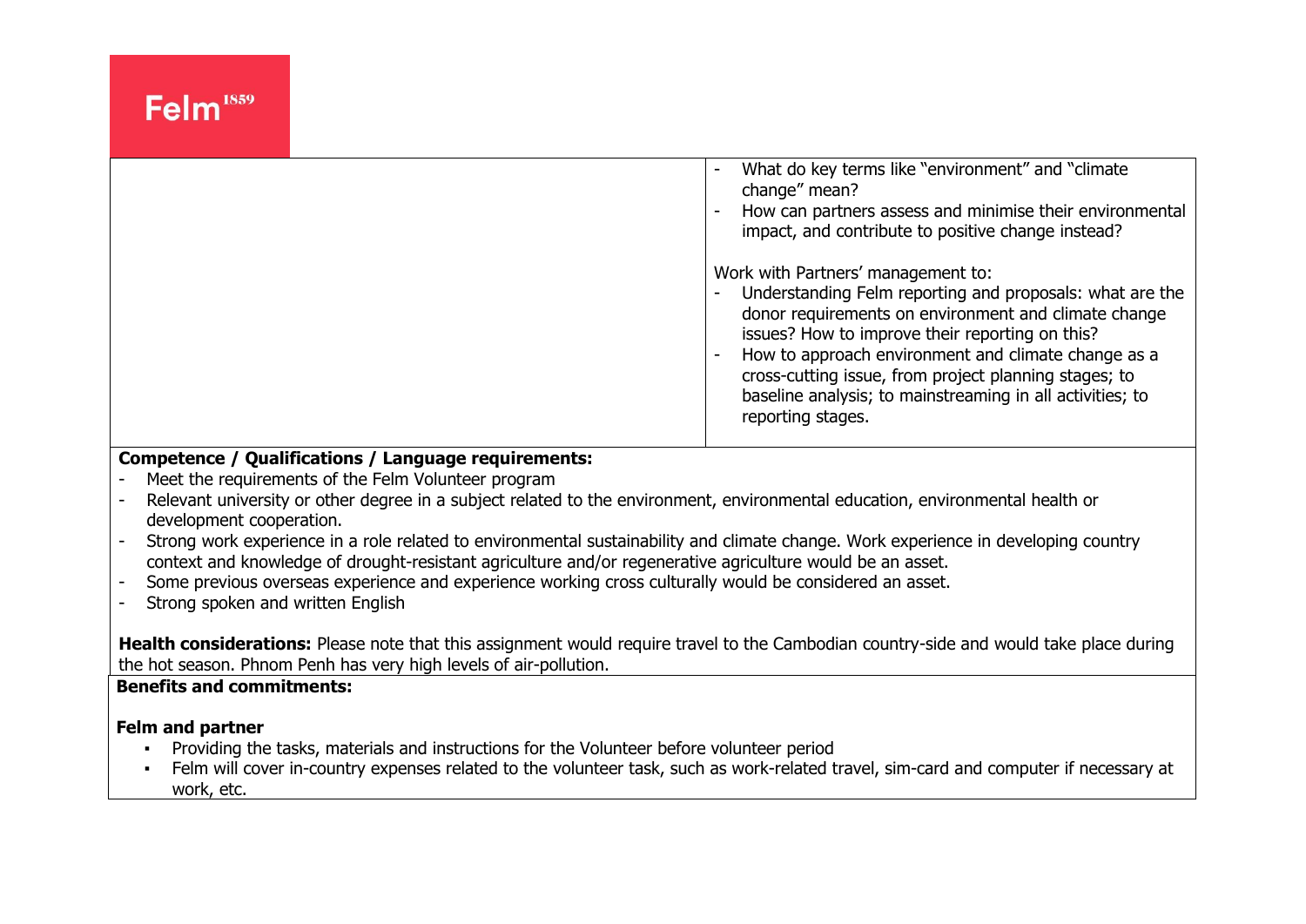| | |
|---|---|
| | - What do key terms like "environment" and "climate change" mean?<br>- How can partners assess and minimise their environmental impact, and contribute to positive change instead?<br><br>Work with Partners' management to:<br>- Understanding Felm reporting and proposals: what are the donor requirements on environment and climate change issues? How to improve their reporting on this?<br>- How to approach environment and climate change as a cross-cutting issue, from project planning stages; to baseline analysis; to mainstreaming in all activities; to reporting stages. |

**Competence / Qualifications / Language requirements:**

- Meet the requirements of the Felm Volunteer program
- Relevant university or other degree in a subject related to the environment, environmental education, environmental health or development cooperation.
- Strong work experience in a role related to environmental sustainability and climate change. Work experience in developing country context and knowledge of drought-resistant agriculture and/or regenerative agriculture would be an asset.
- Some previous overseas experience and experience working cross culturally would be considered an asset.
- Strong spoken and written English

**Health considerations:** Please note that this assignment would require travel to the Cambodian country-side and would take place during the hot season. Phnom Penh has very high levels of air-pollution.

**Benefits and commitments:**

**Felm and partner**

- Providing the tasks, materials and instructions for the Volunteer before volunteer period
- Felm will cover in-country expenses related to the volunteer task, such as work-related travel, sim-card and computer if necessary at work, etc.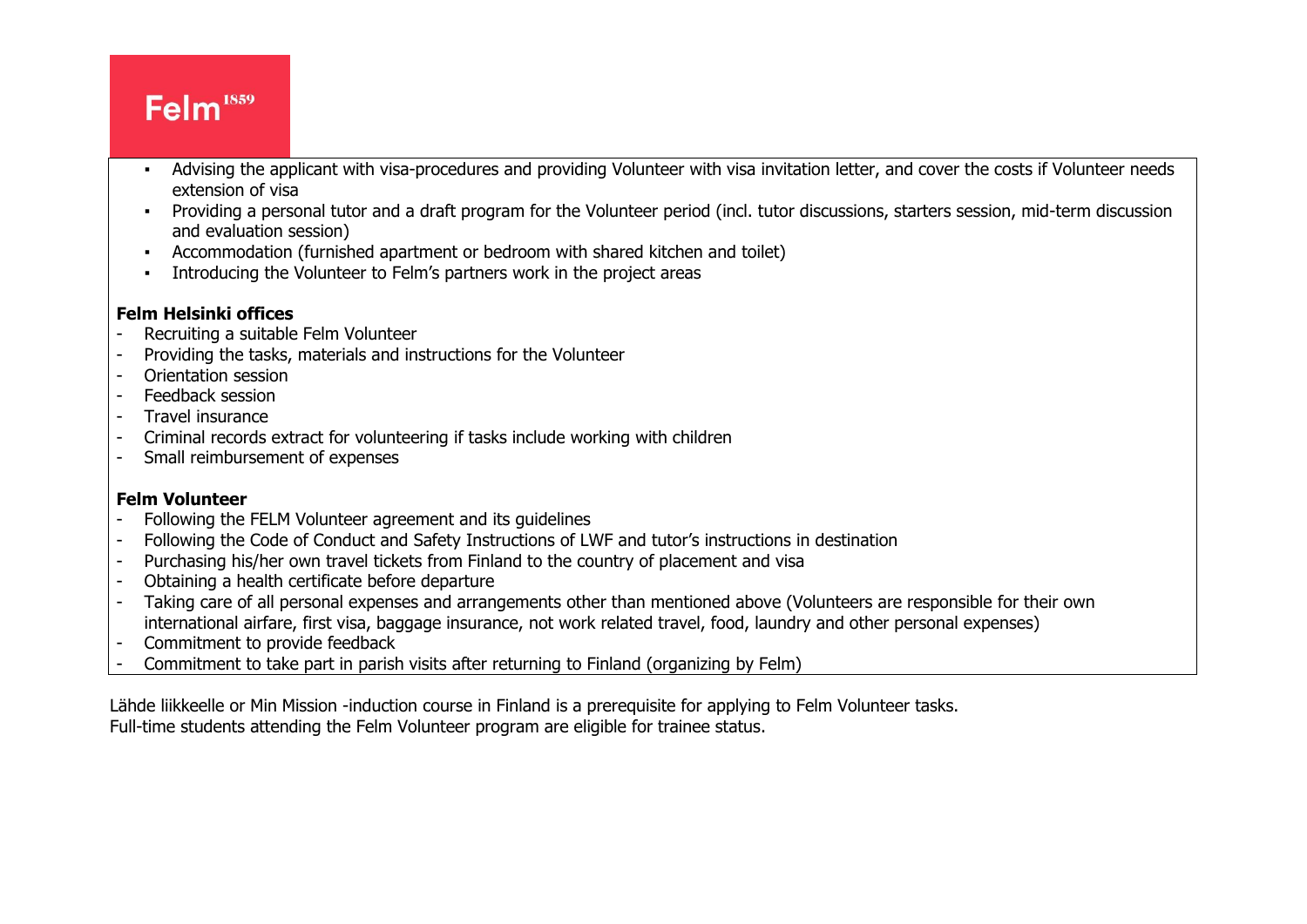- Advising the applicant with visa-procedures and providing Volunteer with visa invitation letter, and cover the costs if Volunteer needs extension of visa
- Providing a personal tutor and a draft program for the Volunteer period (incl. tutor discussions, starters session, mid-term discussion and evaluation session)
- Accommodation (furnished apartment or bedroom with shared kitchen and toilet)
- Introducing the Volunteer to Felm's partners work in the project areas

**Felm Helsinki offices**

- Recruiting a suitable Felm Volunteer
- Providing the tasks, materials and instructions for the Volunteer
- Orientation session
- Feedback session
- Travel insurance
- Criminal records extract for volunteering if tasks include working with children
- Small reimbursement of expenses

**Felm Volunteer**

- Following the FELM Volunteer agreement and its guidelines
- Following the Code of Conduct and Safety Instructions of LWF and tutor's instructions in destination
- Purchasing his/her own travel tickets from Finland to the country of placement and visa
- Obtaining a health certificate before departure
- Taking care of all personal expenses and arrangements other than mentioned above (Volunteers are responsible for their own international airfare, first visa, baggage insurance, not work related travel, food, laundry and other personal expenses)
- Commitment to provide feedback
- Commitment to take part in parish visits after returning to Finland (organizing by Felm)

Lähde liikkeelle or Min Mission -induction course in Finland is a prerequisite for applying to Felm Volunteer tasks.
Full-time students attending the Felm Volunteer program are eligible for trainee status.